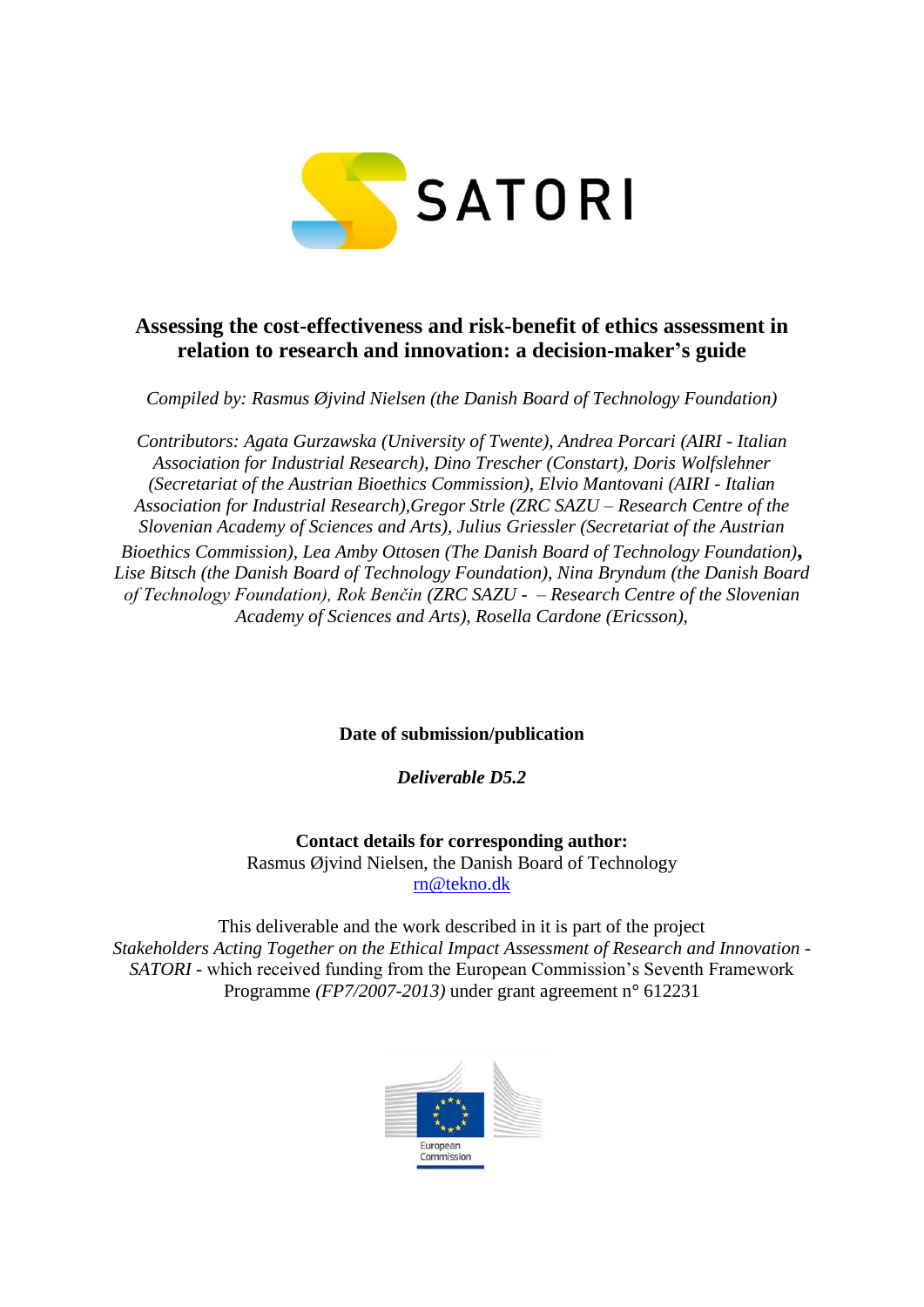SATORI

# Assessing the cost-effectiveness and risk-benefit of ethics assessment in relation to research and innovation: a decision-maker's guide

*Compiled by: Rasmus Øjvind Nielsen (the Danish Board of Technology Foundation)*

*Contributors: Agata Gurzawska (University of Twente), Andrea Porcari (AIRI - Italian Association for Industrial Research), Dino Trescher (Constart), Doris Wolfslehner (Secretariat of the Austrian Bioethics Commission), Elvio Mantovani (AIRI - Italian Association for Industrial Research),Gregor Strle (ZRC SAZU – Research Centre of the Slovenian Academy of Sciences and Arts), Julius Griessler (Secretariat of the Austrian Bioethics Commission), Lea Amby Ottosen (The Danish Board of Technology Foundation)*, *Lise Bitsch (the Danish Board of Technology Foundation), Nina Bryndum (the Danish Board of Technology Foundation), Rok Benčin (ZRC SAZU - – Research Centre of the Slovenian Academy of Sciences and Arts), Rosella Cardone (Ericsson),*

**Date of submission/publication**

***Deliverable D5.2***

**Contact details for corresponding author:**
Rasmus Øjvind Nielsen, the Danish Board of Technology
rn@tekno.dk

This deliverable and the work described in it is part of the project *Stakeholders Acting Together on the Ethical Impact Assessment of Research and Innovation - SATORI* - which received funding from the European Commission's Seventh Framework Programme *(FP7/2007-2013)* under grant agreement n° 612231

European Commission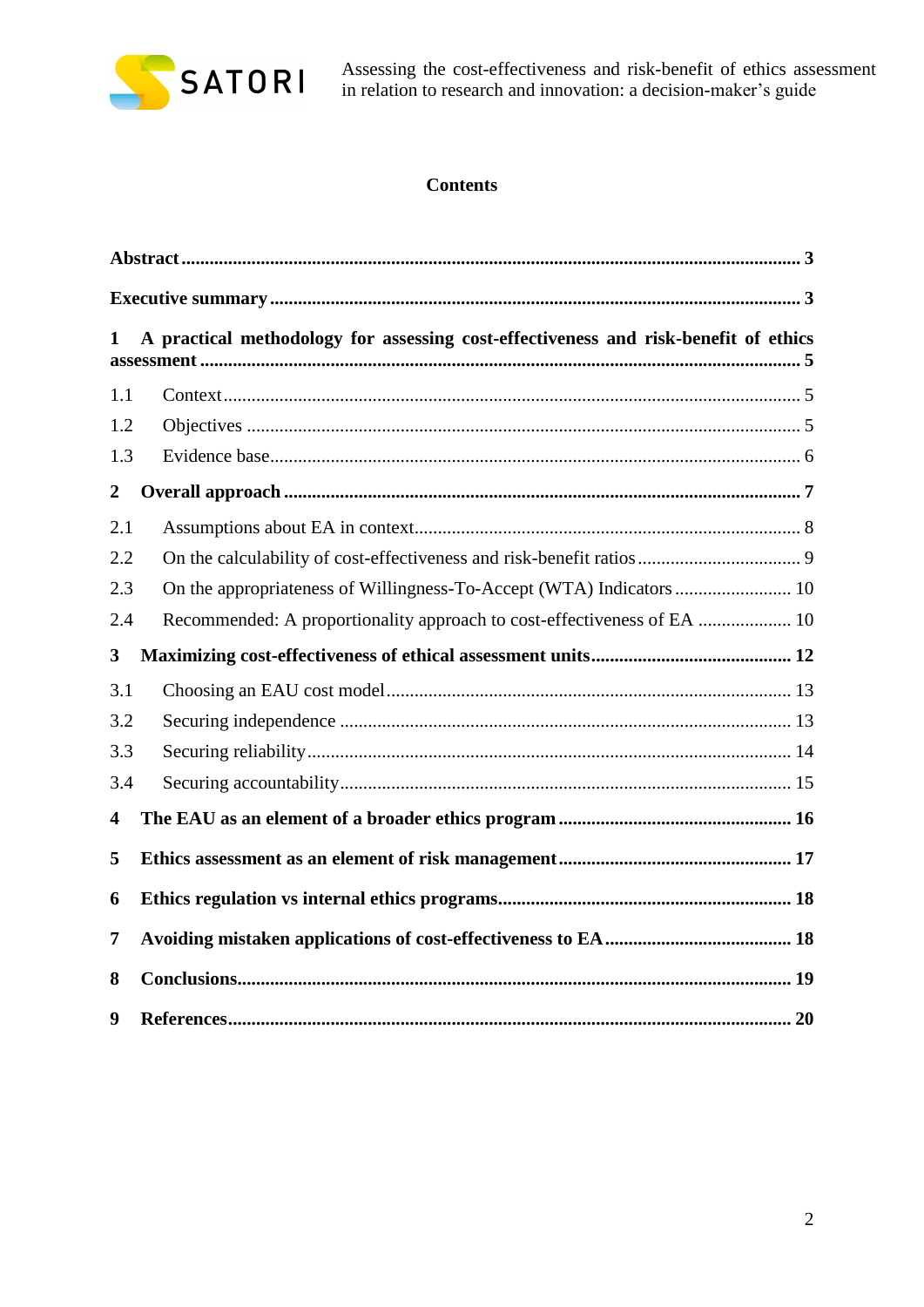**Contents**

**Abstract ........................................................................................................................ 3**

**Executive summary ....................................................................................................... 3**

**1 A practical methodology for assessing cost-effectiveness and risk-benefit of ethics assessment ..................................................................................................................... 5**

1.1 Context........................................................................................................................ 5

1.2 Objectives ................................................................................................................... 5

1.3 Evidence base............................................................................................................... 6

**2 Overall approach ......................................................................................................... 7**

2.1 Assumptions about EA in context................................................................................ 8

2.2 On the calculability of cost-effectiveness and risk-benefit ratios .................................. 9

2.3 On the appropriateness of Willingness-To-Accept (WTA) Indicators ........................ 10

2.4 Recommended: A proportionality approach to cost-effectiveness of EA .................... 10

**3 Maximizing cost-effectiveness of ethical assessment units........................................... 12**

3.1 Choosing an EAU cost model..................................................................................... 13

3.2 Securing independence .............................................................................................. 13

3.3 Securing reliability...................................................................................................... 14

3.4 Securing accountability............................................................................................... 15

**4 The EAU as an element of a broader ethics program ................................................. 16**

**5 Ethics assessment as an element of risk management................................................. 17**

**6 Ethics regulation vs internal ethics programs.............................................................. 18**

**7 Avoiding mistaken applications of cost-effectiveness to EA ....................................... 18**

**8 Conclusions.................................................................................................................. 19**

**9 References.................................................................................................................... 20**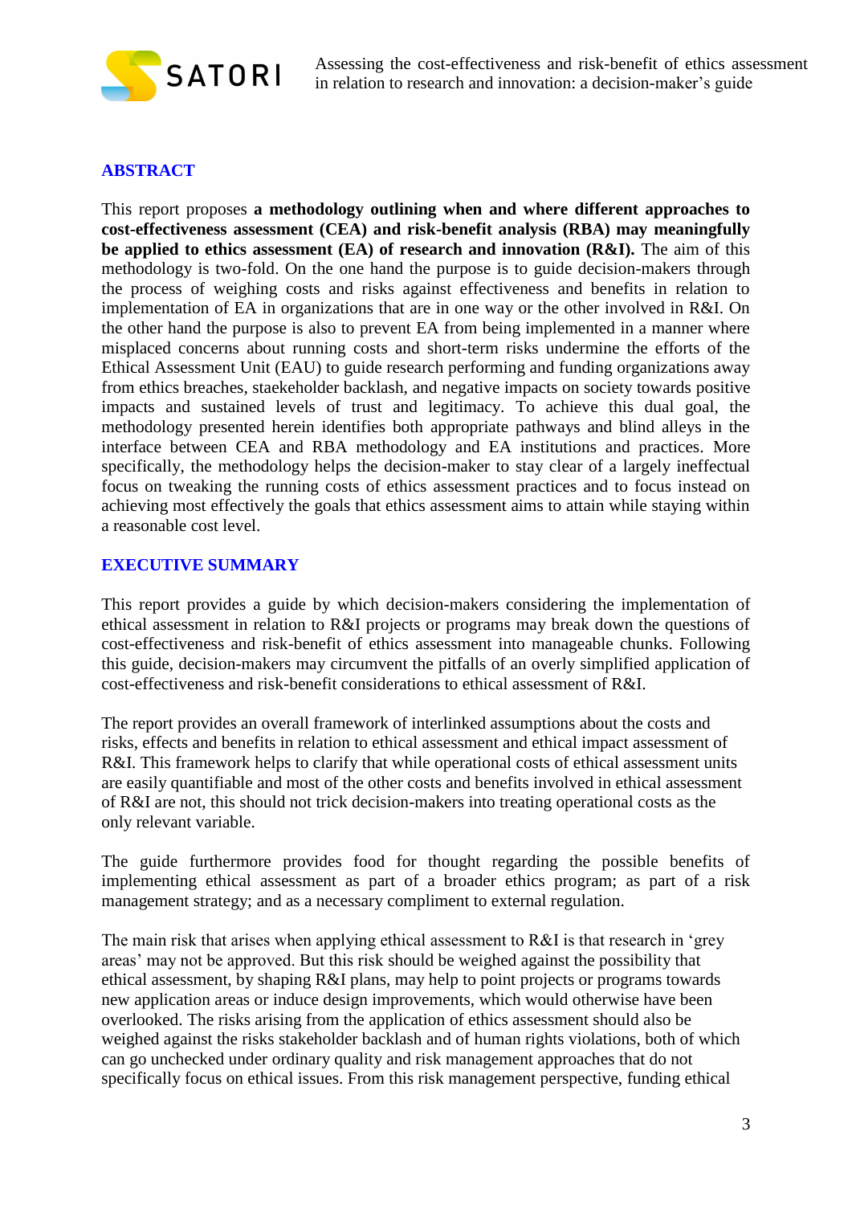## ABSTRACT

This report proposes **a methodology outlining when and where different approaches to cost-effectiveness assessment (CEA) and risk-benefit analysis (RBA) may meaningfully be applied to ethics assessment (EA) of research and innovation (R&I).** The aim of this methodology is two-fold. On the one hand the purpose is to guide decision-makers through the process of weighing costs and risks against effectiveness and benefits in relation to implementation of EA in organizations that are in one way or the other involved in R&I. On the other hand the purpose is also to prevent EA from being implemented in a manner where misplaced concerns about running costs and short-term risks undermine the efforts of the Ethical Assessment Unit (EAU) to guide research performing and funding organizations away from ethics breaches, staekeholder backlash, and negative impacts on society towards positive impacts and sustained levels of trust and legitimacy. To achieve this dual goal, the methodology presented herein identifies both appropriate pathways and blind alleys in the interface between CEA and RBA methodology and EA institutions and practices. More specifically, the methodology helps the decision-maker to stay clear of a largely ineffectual focus on tweaking the running costs of ethics assessment practices and to focus instead on achieving most effectively the goals that ethics assessment aims to attain while staying within a reasonable cost level.

## EXECUTIVE SUMMARY

This report provides a guide by which decision-makers considering the implementation of ethical assessment in relation to R&I projects or programs may break down the questions of cost-effectiveness and risk-benefit of ethics assessment into manageable chunks. Following this guide, decision-makers may circumvent the pitfalls of an overly simplified application of cost-effectiveness and risk-benefit considerations to ethical assessment of R&I.

The report provides an overall framework of interlinked assumptions about the costs and risks, effects and benefits in relation to ethical assessment and ethical impact assessment of R&I. This framework helps to clarify that while operational costs of ethical assessment units are easily quantifiable and most of the other costs and benefits involved in ethical assessment of R&I are not, this should not trick decision-makers into treating operational costs as the only relevant variable.

The guide furthermore provides food for thought regarding the possible benefits of implementing ethical assessment as part of a broader ethics program; as part of a risk management strategy; and as a necessary compliment to external regulation.

The main risk that arises when applying ethical assessment to R&I is that research in 'grey areas' may not be approved. But this risk should be weighed against the possibility that ethical assessment, by shaping R&I plans, may help to point projects or programs towards new application areas or induce design improvements, which would otherwise have been overlooked. The risks arising from the application of ethics assessment should also be weighed against the risks stakeholder backlash and of human rights violations, both of which can go unchecked under ordinary quality and risk management approaches that do not specifically focus on ethical issues. From this risk management perspective, funding ethical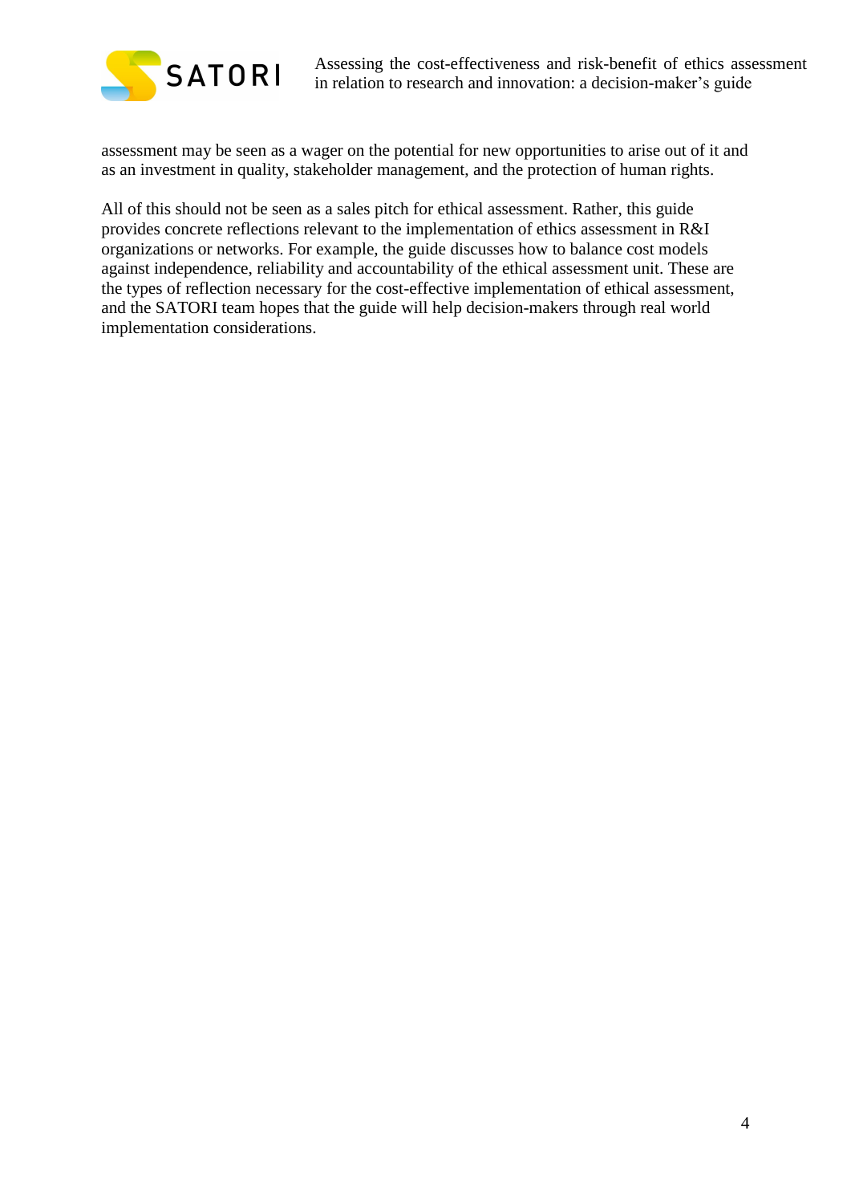assessment may be seen as a wager on the potential for new opportunities to arise out of it and as an investment in quality, stakeholder management, and the protection of human rights.

All of this should not be seen as a sales pitch for ethical assessment. Rather, this guide provides concrete reflections relevant to the implementation of ethics assessment in R&I organizations or networks. For example, the guide discusses how to balance cost models against independence, reliability and accountability of the ethical assessment unit. These are the types of reflection necessary for the cost-effective implementation of ethical assessment, and the SATORI team hopes that the guide will help decision-makers through real world implementation considerations.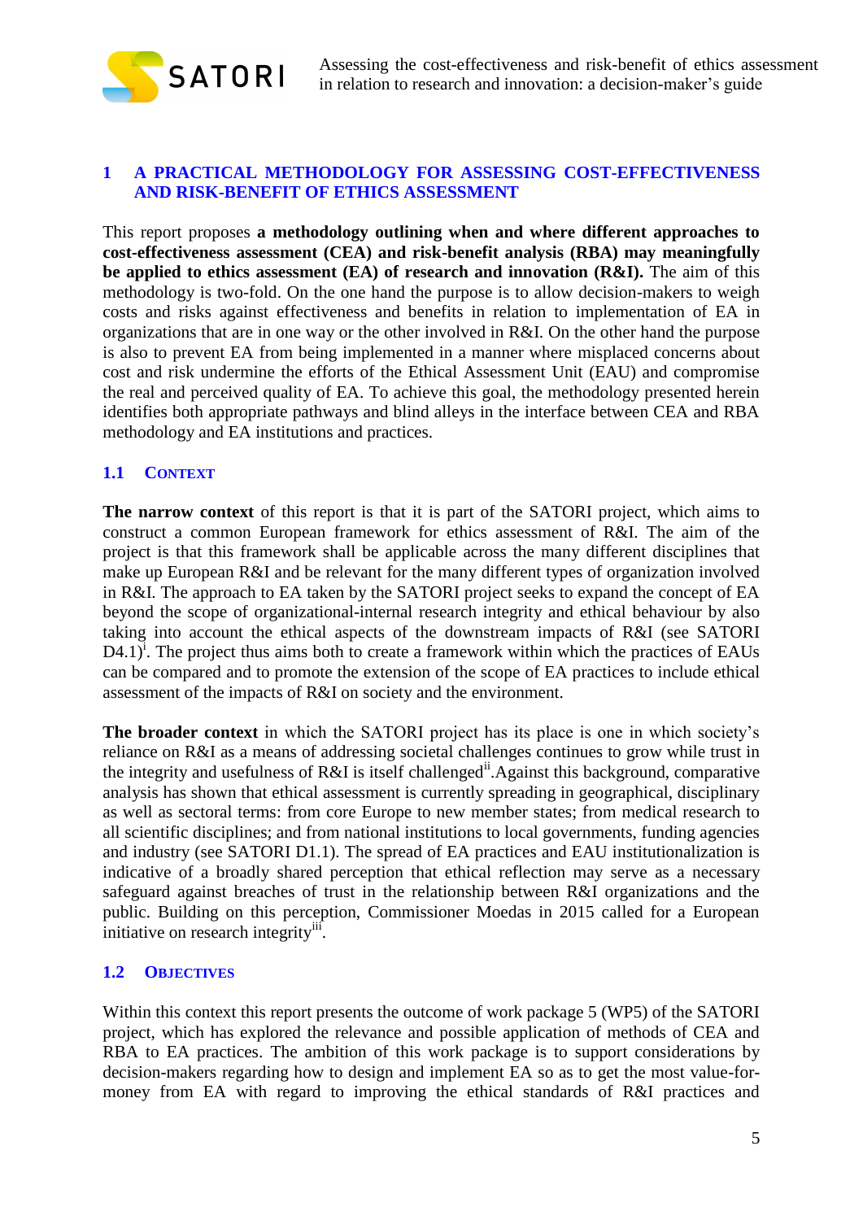# 1 A PRACTICAL METHODOLOGY FOR ASSESSING COST-EFFECTIVENESS AND RISK-BENEFIT OF ETHICS ASSESSMENT

This report proposes **a methodology outlining when and where different approaches to cost-effectiveness assessment (CEA) and risk-benefit analysis (RBA) may meaningfully be applied to ethics assessment (EA) of research and innovation (R&I).** The aim of this methodology is two-fold. On the one hand the purpose is to allow decision-makers to weigh costs and risks against effectiveness and benefits in relation to implementation of EA in organizations that are in one way or the other involved in R&I. On the other hand the purpose is also to prevent EA from being implemented in a manner where misplaced concerns about cost and risk undermine the efforts of the Ethical Assessment Unit (EAU) and compromise the real and perceived quality of EA. To achieve this goal, the methodology presented herein identifies both appropriate pathways and blind alleys in the interface between CEA and RBA methodology and EA institutions and practices.

## 1.1 Context

**The narrow context** of this report is that it is part of the SATORI project, which aims to construct a common European framework for ethics assessment of R&I. The aim of the project is that this framework shall be applicable across the many different disciplines that make up European R&I and be relevant for the many different types of organization involved in R&I. The approach to EA taken by the SATORI project seeks to expand the concept of EA beyond the scope of organizational-internal research integrity and ethical behaviour by also taking into account the ethical aspects of the downstream impacts of R&I (see SATORI D4.1)[i]. The project thus aims both to create a framework within which the practices of EAUs can be compared and to promote the extension of the scope of EA practices to include ethical assessment of the impacts of R&I on society and the environment.

**The broader context** in which the SATORI project has its place is one in which society's reliance on R&I as a means of addressing societal challenges continues to grow while trust in the integrity and usefulness of R&I is itself challenged[ii].Against this background, comparative analysis has shown that ethical assessment is currently spreading in geographical, disciplinary as well as sectoral terms: from core Europe to new member states; from medical research to all scientific disciplines; and from national institutions to local governments, funding agencies and industry (see SATORI D1.1). The spread of EA practices and EAU institutionalization is indicative of a broadly shared perception that ethical reflection may serve as a necessary safeguard against breaches of trust in the relationship between R&I organizations and the public. Building on this perception, Commissioner Moedas in 2015 called for a European initiative on research integrity[iii].

## 1.2 Objectives

Within this context this report presents the outcome of work package 5 (WP5) of the SATORI project, which has explored the relevance and possible application of methods of CEA and RBA to EA practices. The ambition of this work package is to support considerations by decision-makers regarding how to design and implement EA so as to get the most value-for-money from EA with regard to improving the ethical standards of R&I practices and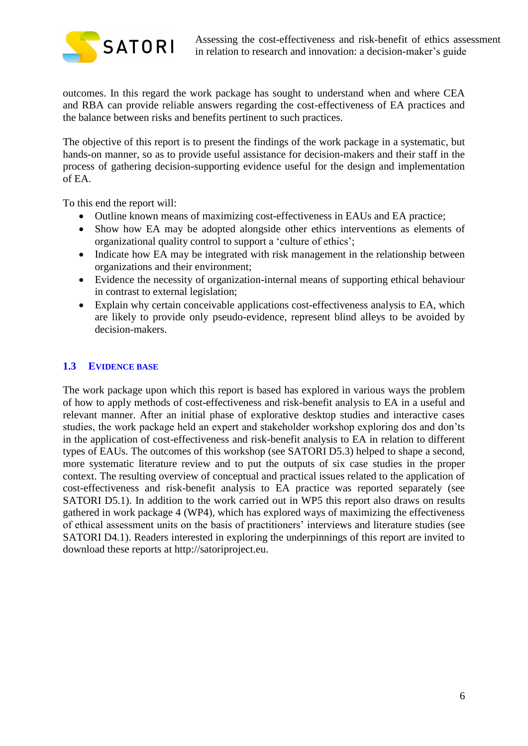outcomes. In this regard the work package has sought to understand when and where CEA and RBA can provide reliable answers regarding the cost-effectiveness of EA practices and the balance between risks and benefits pertinent to such practices.

The objective of this report is to present the findings of the work package in a systematic, but hands-on manner, so as to provide useful assistance for decision-makers and their staff in the process of gathering decision-supporting evidence useful for the design and implementation of EA.

To this end the report will:

- Outline known means of maximizing cost-effectiveness in EAUs and EA practice;
- Show how EA may be adopted alongside other ethics interventions as elements of organizational quality control to support a 'culture of ethics';
- Indicate how EA may be integrated with risk management in the relationship between organizations and their environment;
- Evidence the necessity of organization-internal means of supporting ethical behaviour in contrast to external legislation;
- Explain why certain conceivable applications cost-effectiveness analysis to EA, which are likely to provide only pseudo-evidence, represent blind alleys to be avoided by decision-makers.

## 1.3 EVIDENCE BASE

The work package upon which this report is based has explored in various ways the problem of how to apply methods of cost-effectiveness and risk-benefit analysis to EA in a useful and relevant manner. After an initial phase of explorative desktop studies and interactive cases studies, the work package held an expert and stakeholder workshop exploring dos and don'ts in the application of cost-effectiveness and risk-benefit analysis to EA in relation to different types of EAUs. The outcomes of this workshop (see SATORI D5.3) helped to shape a second, more systematic literature review and to put the outputs of six case studies in the proper context. The resulting overview of conceptual and practical issues related to the application of cost-effectiveness and risk-benefit analysis to EA practice was reported separately (see SATORI D5.1). In addition to the work carried out in WP5 this report also draws on results gathered in work package 4 (WP4), which has explored ways of maximizing the effectiveness of ethical assessment units on the basis of practitioners' interviews and literature studies (see SATORI D4.1). Readers interested in exploring the underpinnings of this report are invited to download these reports at http://satoriproject.eu.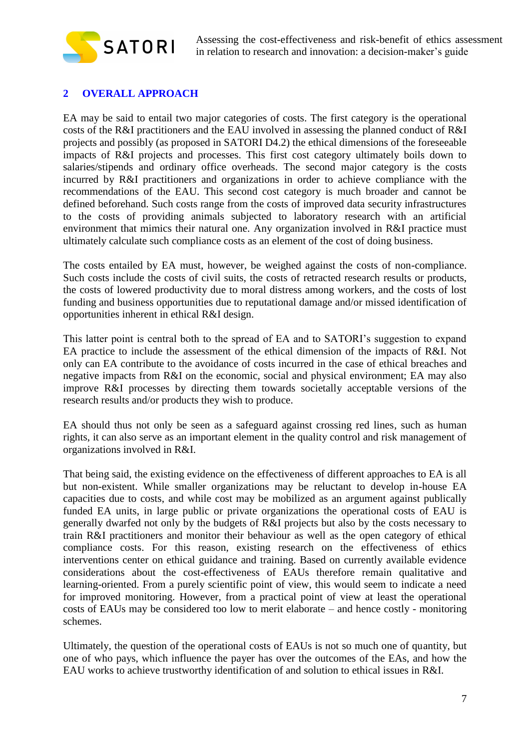## 2 OVERALL APPROACH

EA may be said to entail two major categories of costs. The first category is the operational costs of the R&I practitioners and the EAU involved in assessing the planned conduct of R&I projects and possibly (as proposed in SATORI D4.2) the ethical dimensions of the foreseeable impacts of R&I projects and processes. This first cost category ultimately boils down to salaries/stipends and ordinary office overheads. The second major category is the costs incurred by R&I practitioners and organizations in order to achieve compliance with the recommendations of the EAU. This second cost category is much broader and cannot be defined beforehand. Such costs range from the costs of improved data security infrastructures to the costs of providing animals subjected to laboratory research with an artificial environment that mimics their natural one. Any organization involved in R&I practice must ultimately calculate such compliance costs as an element of the cost of doing business.

The costs entailed by EA must, however, be weighed against the costs of non-compliance. Such costs include the costs of civil suits, the costs of retracted research results or products, the costs of lowered productivity due to moral distress among workers, and the costs of lost funding and business opportunities due to reputational damage and/or missed identification of opportunities inherent in ethical R&I design.

This latter point is central both to the spread of EA and to SATORI's suggestion to expand EA practice to include the assessment of the ethical dimension of the impacts of R&I. Not only can EA contribute to the avoidance of costs incurred in the case of ethical breaches and negative impacts from R&I on the economic, social and physical environment; EA may also improve R&I processes by directing them towards societally acceptable versions of the research results and/or products they wish to produce.

EA should thus not only be seen as a safeguard against crossing red lines, such as human rights, it can also serve as an important element in the quality control and risk management of organizations involved in R&I.

That being said, the existing evidence on the effectiveness of different approaches to EA is all but non-existent. While smaller organizations may be reluctant to develop in-house EA capacities due to costs, and while cost may be mobilized as an argument against publically funded EA units, in large public or private organizations the operational costs of EAU is generally dwarfed not only by the budgets of R&I projects but also by the costs necessary to train R&I practitioners and monitor their behaviour as well as the open category of ethical compliance costs. For this reason, existing research on the effectiveness of ethics interventions center on ethical guidance and training. Based on currently available evidence considerations about the cost-effectiveness of EAUs therefore remain qualitative and learning-oriented. From a purely scientific point of view, this would seem to indicate a need for improved monitoring. However, from a practical point of view at least the operational costs of EAUs may be considered too low to merit elaborate – and hence costly - monitoring schemes.

Ultimately, the question of the operational costs of EAUs is not so much one of quantity, but one of who pays, which influence the payer has over the outcomes of the EAs, and how the EAU works to achieve trustworthy identification of and solution to ethical issues in R&I.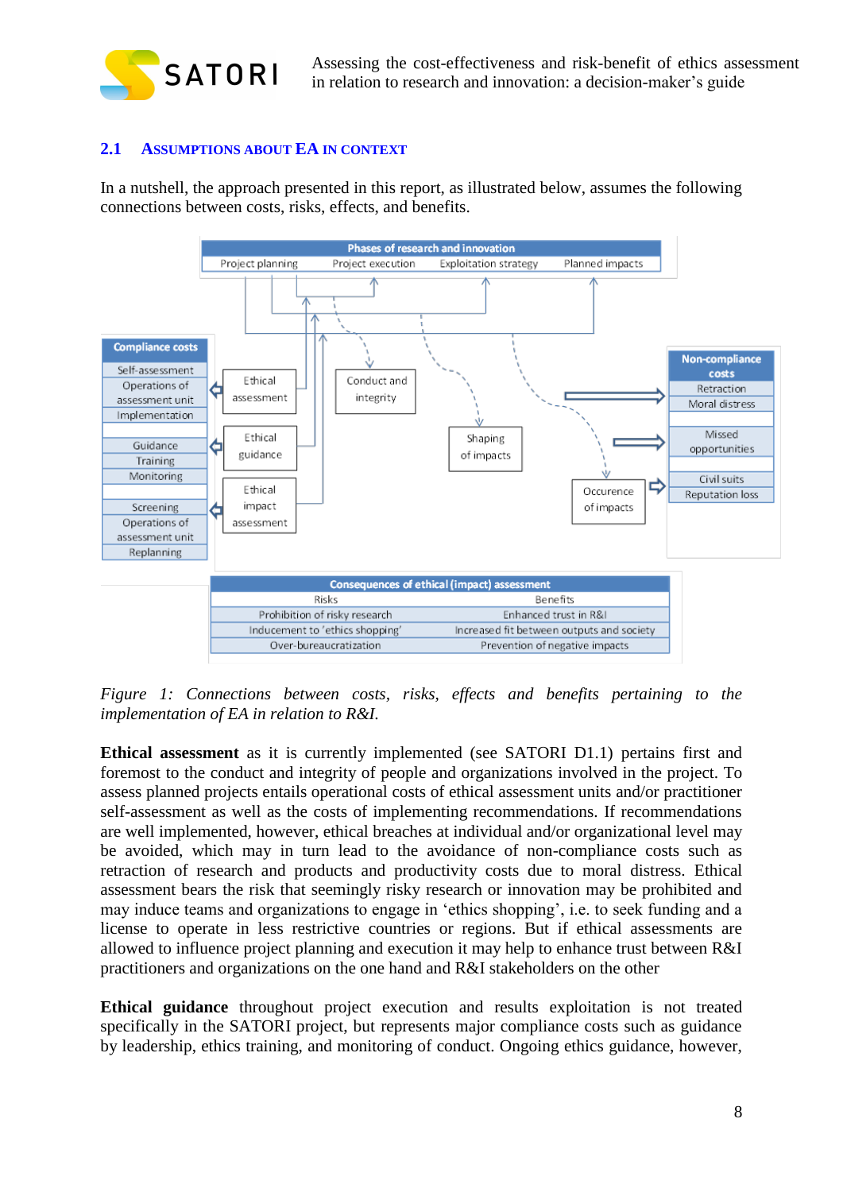## 2.1 Assumptions about EA in context

In a nutshell, the approach presented in this report, as illustrated below, assumes the following connections between costs, risks, effects, and benefits.

*Figure 1: Connections between costs, risks, effects and benefits pertaining to the implementation of EA in relation to R&I.*

**Ethical assessment** as it is currently implemented (see SATORI D1.1) pertains first and foremost to the conduct and integrity of people and organizations involved in the project. To assess planned projects entails operational costs of ethical assessment units and/or practitioner self-assessment as well as the costs of implementing recommendations. If recommendations are well implemented, however, ethical breaches at individual and/or organizational level may be avoided, which may in turn lead to the avoidance of non-compliance costs such as retraction of research and products and productivity costs due to moral distress. Ethical assessment bears the risk that seemingly risky research or innovation may be prohibited and may induce teams and organizations to engage in 'ethics shopping', i.e. to seek funding and a license to operate in less restrictive countries or regions. But if ethical assessments are allowed to influence project planning and execution it may help to enhance trust between R&I practitioners and organizations on the one hand and R&I stakeholders on the other

**Ethical guidance** throughout project execution and results exploitation is not treated specifically in the SATORI project, but represents major compliance costs such as guidance by leadership, ethics training, and monitoring of conduct. Ongoing ethics guidance, however,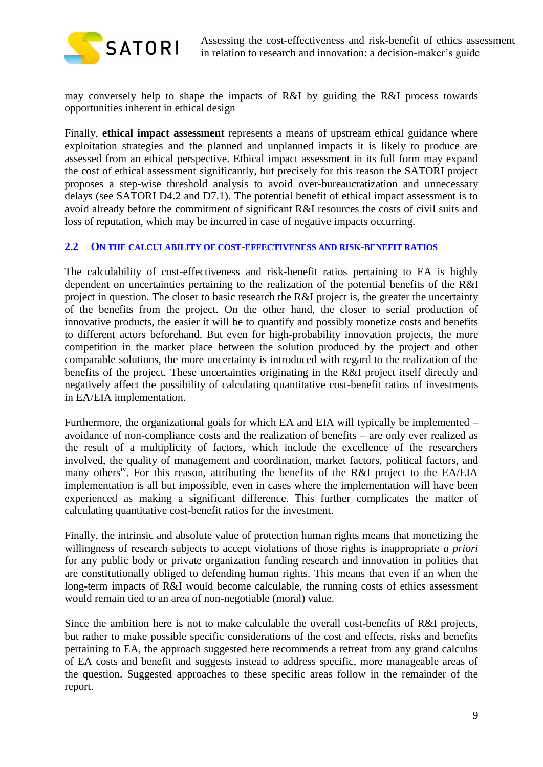may conversely help to shape the impacts of R&I by guiding the R&I process towards opportunities inherent in ethical design

Finally, **ethical impact assessment** represents a means of upstream ethical guidance where exploitation strategies and the planned and unplanned impacts it is likely to produce are assessed from an ethical perspective. Ethical impact assessment in its full form may expand the cost of ethical assessment significantly, but precisely for this reason the SATORI project proposes a step-wise threshold analysis to avoid over-bureaucratization and unnecessary delays (see SATORI D4.2 and D7.1). The potential benefit of ethical impact assessment is to avoid already before the commitment of significant R&I resources the costs of civil suits and loss of reputation, which may be incurred in case of negative impacts occurring.

## 2.2 On the calculability of cost-effectiveness and risk-benefit ratios

The calculability of cost-effectiveness and risk-benefit ratios pertaining to EA is highly dependent on uncertainties pertaining to the realization of the potential benefits of the R&I project in question. The closer to basic research the R&I project is, the greater the uncertainty of the benefits from the project. On the other hand, the closer to serial production of innovative products, the easier it will be to quantify and possibly monetize costs and benefits to different actors beforehand. But even for high-probability innovation projects, the more competition in the market place between the solution produced by the project and other comparable solutions, the more uncertainty is introduced with regard to the realization of the benefits of the project. These uncertainties originating in the R&I project itself directly and negatively affect the possibility of calculating quantitative cost-benefit ratios of investments in EA/EIA implementation.

Furthermore, the organizational goals for which EA and EIA will typically be implemented – avoidance of non-compliance costs and the realization of benefits – are only ever realized as the result of a multiplicity of factors, which include the excellence of the researchers involved, the quality of management and coordination, market factors, political factors, and many others[iv]. For this reason, attributing the benefits of the R&I project to the EA/EIA implementation is all but impossible, even in cases where the implementation will have been experienced as making a significant difference. This further complicates the matter of calculating quantitative cost-benefit ratios for the investment.

Finally, the intrinsic and absolute value of protection human rights means that monetizing the willingness of research subjects to accept violations of those rights is inappropriate *a priori* for any public body or private organization funding research and innovation in polities that are constitutionally obliged to defending human rights. This means that even if an when the long-term impacts of R&I would become calculable, the running costs of ethics assessment would remain tied to an area of non-negotiable (moral) value.

Since the ambition here is not to make calculable the overall cost-benefits of R&I projects, but rather to make possible specific considerations of the cost and effects, risks and benefits pertaining to EA, the approach suggested here recommends a retreat from any grand calculus of EA costs and benefit and suggests instead to address specific, more manageable areas of the question. Suggested approaches to these specific areas follow in the remainder of the report.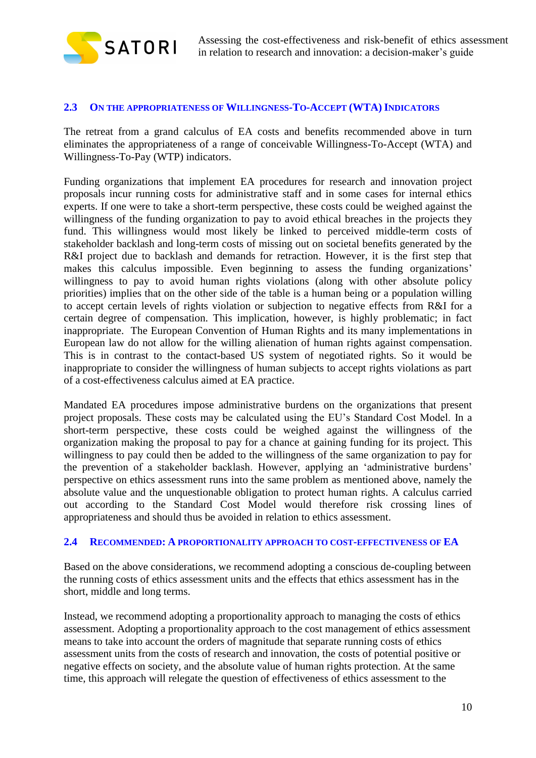## 2.3 On the appropriateness of Willingness-To-Accept (WTA) Indicators

The retreat from a grand calculus of EA costs and benefits recommended above in turn eliminates the appropriateness of a range of conceivable Willingness-To-Accept (WTA) and Willingness-To-Pay (WTP) indicators.

Funding organizations that implement EA procedures for research and innovation project proposals incur running costs for administrative staff and in some cases for internal ethics experts. If one were to take a short-term perspective, these costs could be weighed against the willingness of the funding organization to pay to avoid ethical breaches in the projects they fund. This willingness would most likely be linked to perceived middle-term costs of stakeholder backlash and long-term costs of missing out on societal benefits generated by the R&I project due to backlash and demands for retraction. However, it is the first step that makes this calculus impossible. Even beginning to assess the funding organizations' willingness to pay to avoid human rights violations (along with other absolute policy priorities) implies that on the other side of the table is a human being or a population willing to accept certain levels of rights violation or subjection to negative effects from R&I for a certain degree of compensation. This implication, however, is highly problematic; in fact inappropriate. The European Convention of Human Rights and its many implementations in European law do not allow for the willing alienation of human rights against compensation. This is in contrast to the contact-based US system of negotiated rights. So it would be inappropriate to consider the willingness of human subjects to accept rights violations as part of a cost-effectiveness calculus aimed at EA practice.

Mandated EA procedures impose administrative burdens on the organizations that present project proposals. These costs may be calculated using the EU's Standard Cost Model. In a short-term perspective, these costs could be weighed against the willingness of the organization making the proposal to pay for a chance at gaining funding for its project. This willingness to pay could then be added to the willingness of the same organization to pay for the prevention of a stakeholder backlash. However, applying an 'administrative burdens' perspective on ethics assessment runs into the same problem as mentioned above, namely the absolute value and the unquestionable obligation to protect human rights. A calculus carried out according to the Standard Cost Model would therefore risk crossing lines of appropriateness and should thus be avoided in relation to ethics assessment.

## 2.4 Recommended: A proportionality approach to cost-effectiveness of EA

Based on the above considerations, we recommend adopting a conscious de-coupling between the running costs of ethics assessment units and the effects that ethics assessment has in the short, middle and long terms.

Instead, we recommend adopting a proportionality approach to managing the costs of ethics assessment. Adopting a proportionality approach to the cost management of ethics assessment means to take into account the orders of magnitude that separate running costs of ethics assessment units from the costs of research and innovation, the costs of potential positive or negative effects on society, and the absolute value of human rights protection. At the same time, this approach will relegate the question of effectiveness of ethics assessment to the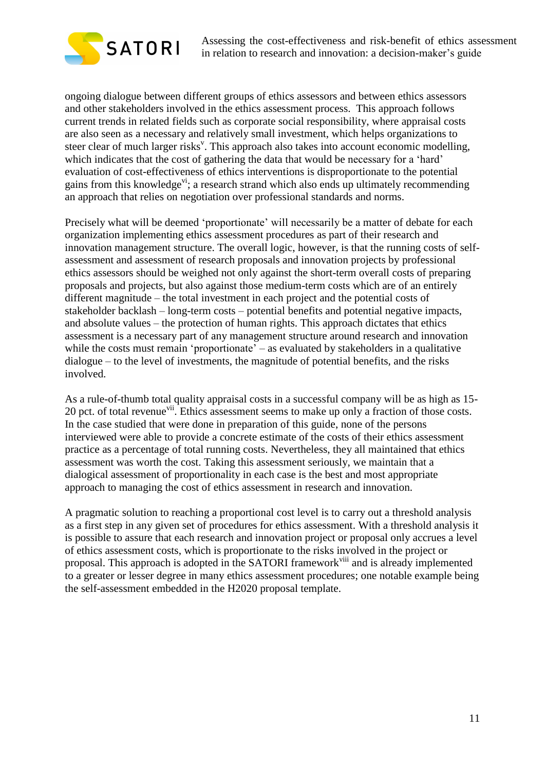ongoing dialogue between different groups of ethics assessors and between ethics assessors and other stakeholders involved in the ethics assessment process. This approach follows current trends in related fields such as corporate social responsibility, where appraisal costs are also seen as a necessary and relatively small investment, which helps organizations to steer clear of much larger risks[v]. This approach also takes into account economic modelling, which indicates that the cost of gathering the data that would be necessary for a 'hard' evaluation of cost-effectiveness of ethics interventions is disproportionate to the potential gains from this knowledge[vi]; a research strand which also ends up ultimately recommending an approach that relies on negotiation over professional standards and norms.

Precisely what will be deemed 'proportionate' will necessarily be a matter of debate for each organization implementing ethics assessment procedures as part of their research and innovation management structure. The overall logic, however, is that the running costs of self-assessment and assessment of research proposals and innovation projects by professional ethics assessors should be weighed not only against the short-term overall costs of preparing proposals and projects, but also against those medium-term costs which are of an entirely different magnitude – the total investment in each project and the potential costs of stakeholder backlash – long-term costs – potential benefits and potential negative impacts, and absolute values – the protection of human rights. This approach dictates that ethics assessment is a necessary part of any management structure around research and innovation while the costs must remain 'proportionate' – as evaluated by stakeholders in a qualitative dialogue – to the level of investments, the magnitude of potential benefits, and the risks involved.

As a rule-of-thumb total quality appraisal costs in a successful company will be as high as 15-20 pct. of total revenue[vii]. Ethics assessment seems to make up only a fraction of those costs. In the case studied that were done in preparation of this guide, none of the persons interviewed were able to provide a concrete estimate of the costs of their ethics assessment practice as a percentage of total running costs. Nevertheless, they all maintained that ethics assessment was worth the cost. Taking this assessment seriously, we maintain that a dialogical assessment of proportionality in each case is the best and most appropriate approach to managing the cost of ethics assessment in research and innovation.

A pragmatic solution to reaching a proportional cost level is to carry out a threshold analysis as a first step in any given set of procedures for ethics assessment. With a threshold analysis it is possible to assure that each research and innovation project or proposal only accrues a level of ethics assessment costs, which is proportionate to the risks involved in the project or proposal. This approach is adopted in the SATORI framework[viii] and is already implemented to a greater or lesser degree in many ethics assessment procedures; one notable example being the self-assessment embedded in the H2020 proposal template.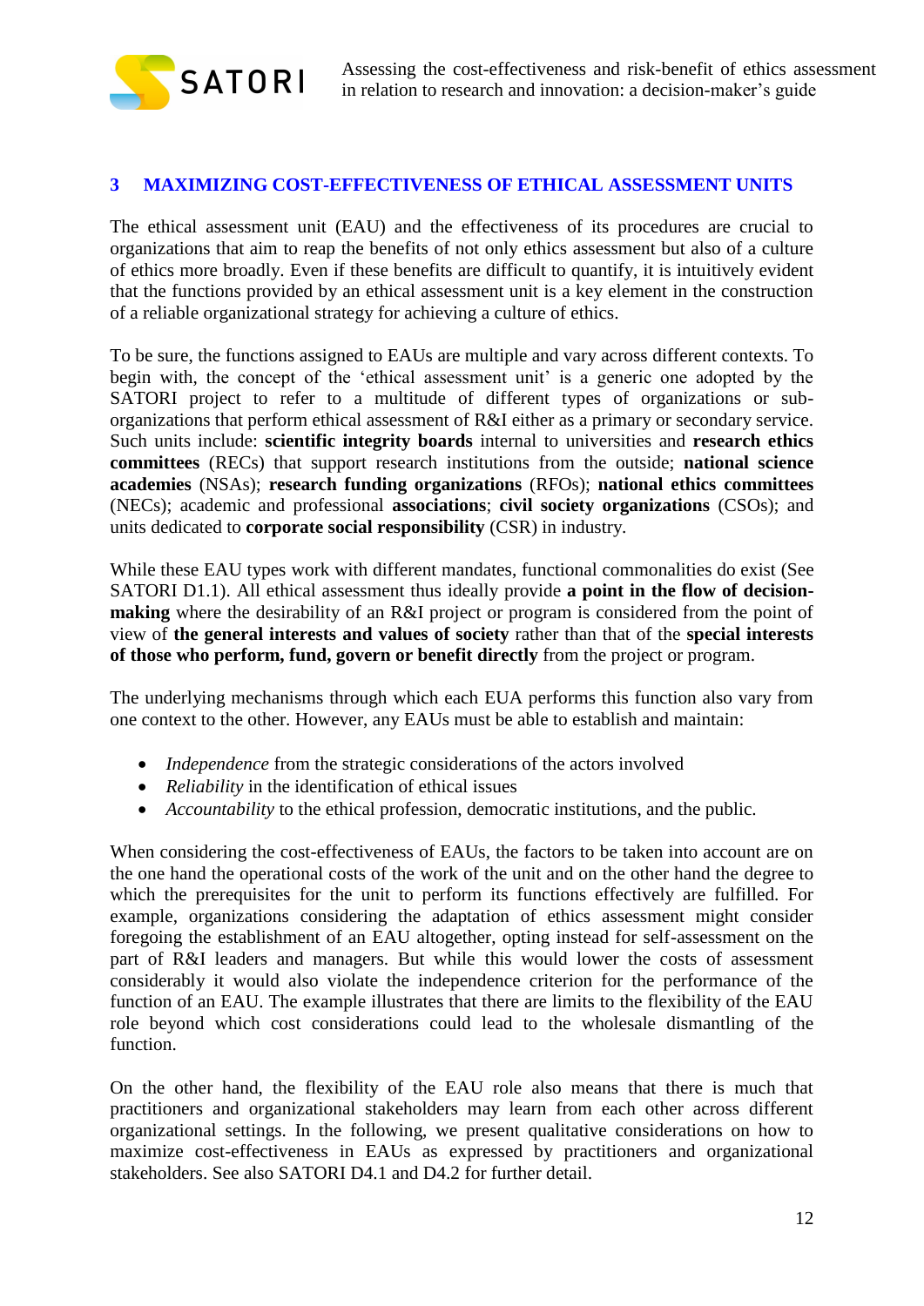# 3 MAXIMIZING COST-EFFECTIVENESS OF ETHICAL ASSESSMENT UNITS

The ethical assessment unit (EAU) and the effectiveness of its procedures are crucial to organizations that aim to reap the benefits of not only ethics assessment but also of a culture of ethics more broadly. Even if these benefits are difficult to quantify, it is intuitively evident that the functions provided by an ethical assessment unit is a key element in the construction of a reliable organizational strategy for achieving a culture of ethics.

To be sure, the functions assigned to EAUs are multiple and vary across different contexts. To begin with, the concept of the 'ethical assessment unit' is a generic one adopted by the SATORI project to refer to a multitude of different types of organizations or sub-organizations that perform ethical assessment of R&I either as a primary or secondary service. Such units include: **scientific integrity boards** internal to universities and **research ethics committees** (RECs) that support research institutions from the outside; **national science academies** (NSAs); **research funding organizations** (RFOs); **national ethics committees** (NECs); academic and professional **associations**; **civil society organizations** (CSOs); and units dedicated to **corporate social responsibility** (CSR) in industry.

While these EAU types work with different mandates, functional commonalities do exist (See SATORI D1.1). All ethical assessment thus ideally provide **a point in the flow of decision-making** where the desirability of an R&I project or program is considered from the point of view of **the general interests and values of society** rather than that of the **special interests of those who perform, fund, govern or benefit directly** from the project or program.

The underlying mechanisms through which each EUA performs this function also vary from one context to the other. However, any EAUs must be able to establish and maintain:

- *Independence* from the strategic considerations of the actors involved
- *Reliability* in the identification of ethical issues
- *Accountability* to the ethical profession, democratic institutions, and the public.

When considering the cost-effectiveness of EAUs, the factors to be taken into account are on the one hand the operational costs of the work of the unit and on the other hand the degree to which the prerequisites for the unit to perform its functions effectively are fulfilled. For example, organizations considering the adaptation of ethics assessment might consider foregoing the establishment of an EAU altogether, opting instead for self-assessment on the part of R&I leaders and managers. But while this would lower the costs of assessment considerably it would also violate the independence criterion for the performance of the function of an EAU. The example illustrates that there are limits to the flexibility of the EAU role beyond which cost considerations could lead to the wholesale dismantling of the function.

On the other hand, the flexibility of the EAU role also means that there is much that practitioners and organizational stakeholders may learn from each other across different organizational settings. In the following, we present qualitative considerations on how to maximize cost-effectiveness in EAUs as expressed by practitioners and organizational stakeholders. See also SATORI D4.1 and D4.2 for further detail.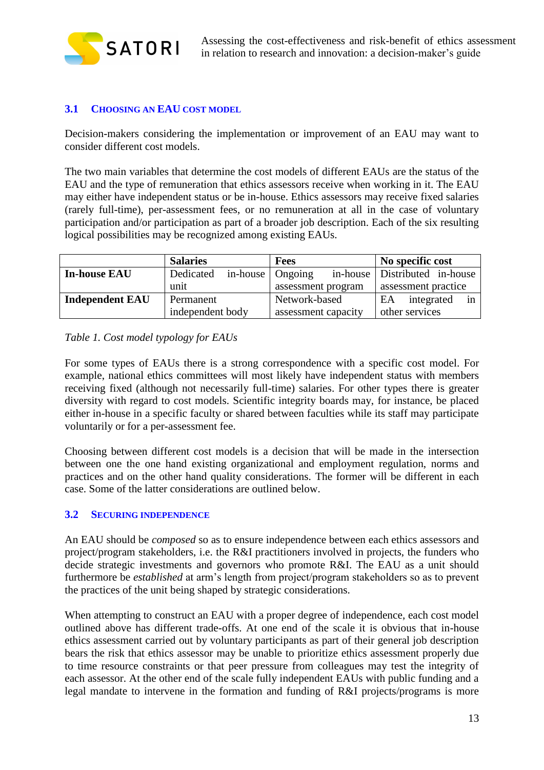## 3.1 Choosing an EAU cost model

Decision-makers considering the implementation or improvement of an EAU may want to consider different cost models.

The two main variables that determine the cost models of different EAUs are the status of the EAU and the type of remuneration that ethics assessors receive when working in it. The EAU may either have independent status or be in-house. Ethics assessors may receive fixed salaries (rarely full-time), per-assessment fees, or no remuneration at all in the case of voluntary participation and/or participation as part of a broader job description. Each of the six resulting logical possibilities may be recognized among existing EAUs.

| | **Salaries** | **Fees** | **No specific cost** |
|---|---|---|---|
| **In-house EAU** | Dedicated in-house unit | Ongoing in-house assessment program | Distributed in-house assessment practice |
| **Independent EAU** | Permanent independent body | Network-based assessment capacity | EA integrated in other services |

*Table 1. Cost model typology for EAUs*

For some types of EAUs there is a strong correspondence with a specific cost model. For example, national ethics committees will most likely have independent status with members receiving fixed (although not necessarily full-time) salaries. For other types there is greater diversity with regard to cost models. Scientific integrity boards may, for instance, be placed either in-house in a specific faculty or shared between faculties while its staff may participate voluntarily or for a per-assessment fee.

Choosing between different cost models is a decision that will be made in the intersection between one the one hand existing organizational and employment regulation, norms and practices and on the other hand quality considerations. The former will be different in each case. Some of the latter considerations are outlined below.

## 3.2 Securing independence

An EAU should be *composed* so as to ensure independence between each ethics assessors and project/program stakeholders, i.e. the R&I practitioners involved in projects, the funders who decide strategic investments and governors who promote R&I. The EAU as a unit should furthermore be *established* at arm's length from project/program stakeholders so as to prevent the practices of the unit being shaped by strategic considerations.

When attempting to construct an EAU with a proper degree of independence, each cost model outlined above has different trade-offs. At one end of the scale it is obvious that in-house ethics assessment carried out by voluntary participants as part of their general job description bears the risk that ethics assessor may be unable to prioritize ethics assessment properly due to time resource constraints or that peer pressure from colleagues may test the integrity of each assessor. At the other end of the scale fully independent EAUs with public funding and a legal mandate to intervene in the formation and funding of R&I projects/programs is more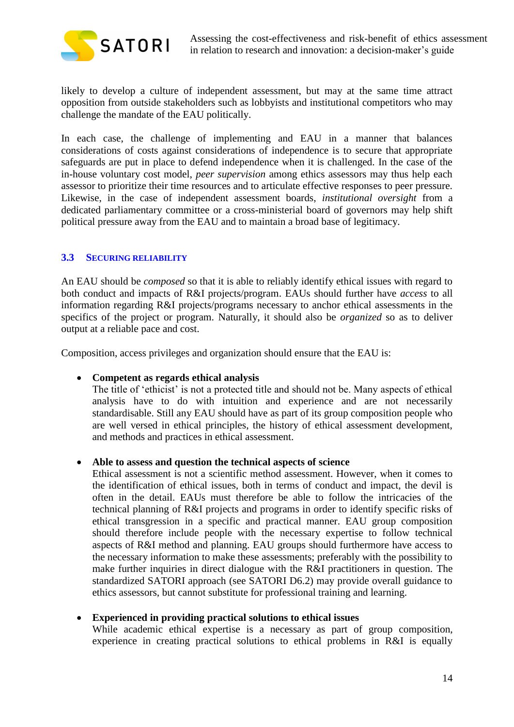likely to develop a culture of independent assessment, but may at the same time attract opposition from outside stakeholders such as lobbyists and institutional competitors who may challenge the mandate of the EAU politically.

In each case, the challenge of implementing and EAU in a manner that balances considerations of costs against considerations of independence is to secure that appropriate safeguards are put in place to defend independence when it is challenged. In the case of the in-house voluntary cost model, *peer supervision* among ethics assessors may thus help each assessor to prioritize their time resources and to articulate effective responses to peer pressure. Likewise, in the case of independent assessment boards, *institutional oversight* from a dedicated parliamentary committee or a cross-ministerial board of governors may help shift political pressure away from the EAU and to maintain a broad base of legitimacy.

### 3.3 Securing reliability

An EAU should be *composed* so that it is able to reliably identify ethical issues with regard to both conduct and impacts of R&I projects/program. EAUs should further have *access* to all information regarding R&I projects/programs necessary to anchor ethical assessments in the specifics of the project or program. Naturally, it should also be *organized* so as to deliver output at a reliable pace and cost.

Composition, access privileges and organization should ensure that the EAU is:

- **Competent as regards ethical analysis**
  The title of 'ethicist' is not a protected title and should not be. Many aspects of ethical analysis have to do with intuition and experience and are not necessarily standardisable. Still any EAU should have as part of its group composition people who are well versed in ethical principles, the history of ethical assessment development, and methods and practices in ethical assessment.

- **Able to assess and question the technical aspects of science**
  Ethical assessment is not a scientific method assessment. However, when it comes to the identification of ethical issues, both in terms of conduct and impact, the devil is often in the detail. EAUs must therefore be able to follow the intricacies of the technical planning of R&I projects and programs in order to identify specific risks of ethical transgression in a specific and practical manner. EAU group composition should therefore include people with the necessary expertise to follow technical aspects of R&I method and planning. EAU groups should furthermore have access to the necessary information to make these assessments; preferably with the possibility to make further inquiries in direct dialogue with the R&I practitioners in question. The standardized SATORI approach (see SATORI D6.2) may provide overall guidance to ethics assessors, but cannot substitute for professional training and learning.

- **Experienced in providing practical solutions to ethical issues**
  While academic ethical expertise is a necessary as part of group composition, experience in creating practical solutions to ethical problems in R&I is equally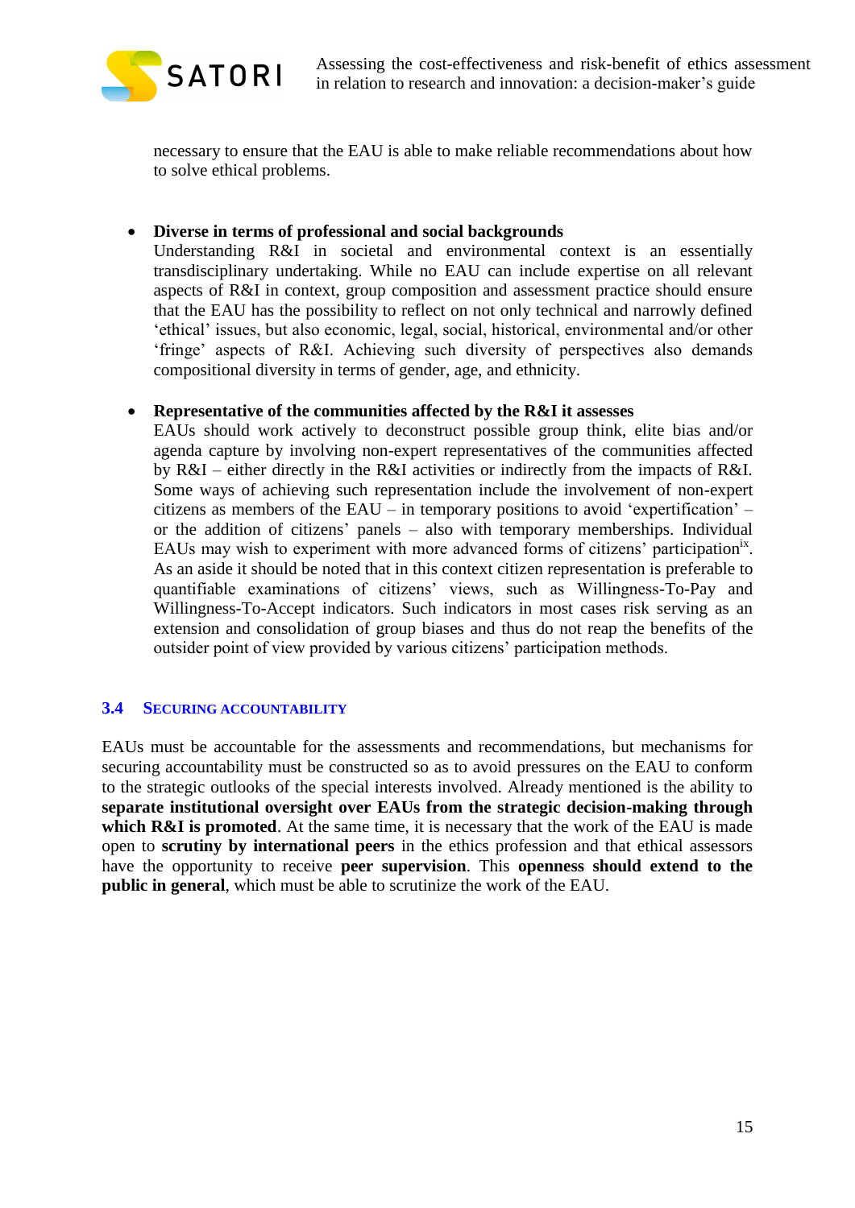necessary to ensure that the EAU is able to make reliable recommendations about how to solve ethical problems.

- **Diverse in terms of professional and social backgrounds**
  Understanding R&I in societal and environmental context is an essentially transdisciplinary undertaking. While no EAU can include expertise on all relevant aspects of R&I in context, group composition and assessment practice should ensure that the EAU has the possibility to reflect on not only technical and narrowly defined 'ethical' issues, but also economic, legal, social, historical, environmental and/or other 'fringe' aspects of R&I. Achieving such diversity of perspectives also demands compositional diversity in terms of gender, age, and ethnicity.

- **Representative of the communities affected by the R&I it assesses**
  EAUs should work actively to deconstruct possible group think, elite bias and/or agenda capture by involving non-expert representatives of the communities affected by R&I – either directly in the R&I activities or indirectly from the impacts of R&I. Some ways of achieving such representation include the involvement of non-expert citizens as members of the EAU – in temporary positions to avoid 'expertification' – or the addition of citizens' panels – also with temporary memberships. Individual EAUs may wish to experiment with more advanced forms of citizens' participation[ix]. As an aside it should be noted that in this context citizen representation is preferable to quantifiable examinations of citizens' views, such as Willingness-To-Pay and Willingness-To-Accept indicators. Such indicators in most cases risk serving as an extension and consolidation of group biases and thus do not reap the benefits of the outsider point of view provided by various citizens' participation methods.

## 3.4 Securing Accountability

EAUs must be accountable for the assessments and recommendations, but mechanisms for securing accountability must be constructed so as to avoid pressures on the EAU to conform to the strategic outlooks of the special interests involved. Already mentioned is the ability to **separate institutional oversight over EAUs from the strategic decision-making through which R&I is promoted**. At the same time, it is necessary that the work of the EAU is made open to **scrutiny by international peers** in the ethics profession and that ethical assessors have the opportunity to receive **peer supervision**. This **openness should extend to the public in general**, which must be able to scrutinize the work of the EAU.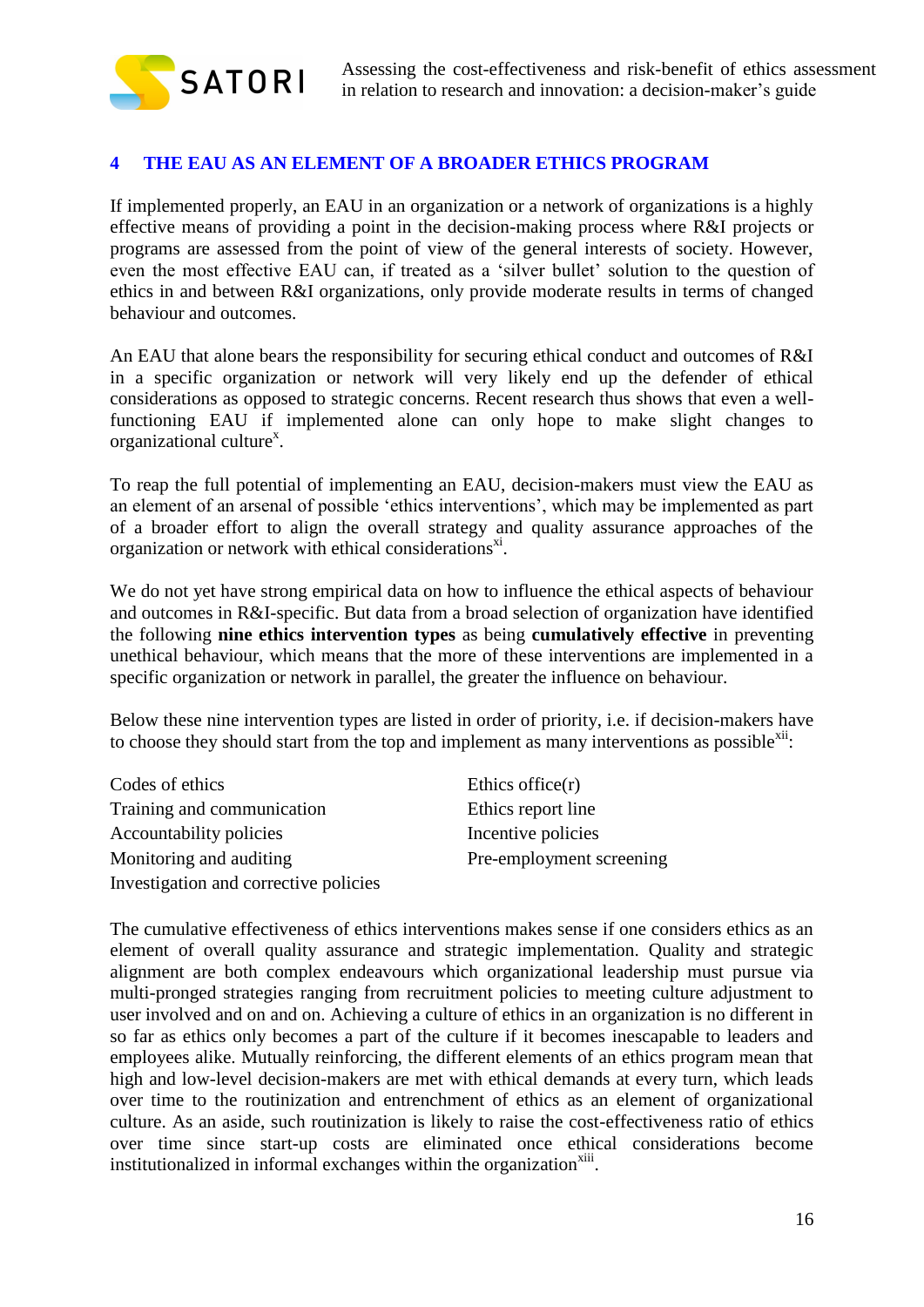## 4 THE EAU AS AN ELEMENT OF A BROADER ETHICS PROGRAM

If implemented properly, an EAU in an organization or a network of organizations is a highly effective means of providing a point in the decision-making process where R&I projects or programs are assessed from the point of view of the general interests of society. However, even the most effective EAU can, if treated as a 'silver bullet' solution to the question of ethics in and between R&I organizations, only provide moderate results in terms of changed behaviour and outcomes.

An EAU that alone bears the responsibility for securing ethical conduct and outcomes of R&I in a specific organization or network will very likely end up the defender of ethical considerations as opposed to strategic concerns. Recent research thus shows that even a well-functioning EAU if implemented alone can only hope to make slight changes to organizational culture[x].

To reap the full potential of implementing an EAU, decision-makers must view the EAU as an element of an arsenal of possible 'ethics interventions', which may be implemented as part of a broader effort to align the overall strategy and quality assurance approaches of the organization or network with ethical considerations[xi].

We do not yet have strong empirical data on how to influence the ethical aspects of behaviour and outcomes in R&I-specific. But data from a broad selection of organization have identified the following **nine ethics intervention types** as being **cumulatively effective** in preventing unethical behaviour, which means that the more of these interventions are implemented in a specific organization or network in parallel, the greater the influence on behaviour.

Below these nine intervention types are listed in order of priority, i.e. if decision-makers have to choose they should start from the top and implement as many interventions as possible[xii]:

Codes of ethics
Training and communication
Accountability policies
Monitoring and auditing
Investigation and corrective policies
Ethics office(r)
Ethics report line
Incentive policies
Pre-employment screening

The cumulative effectiveness of ethics interventions makes sense if one considers ethics as an element of overall quality assurance and strategic implementation. Quality and strategic alignment are both complex endeavours which organizational leadership must pursue via multi-pronged strategies ranging from recruitment policies to meeting culture adjustment to user involved and on and on. Achieving a culture of ethics in an organization is no different in so far as ethics only becomes a part of the culture if it becomes inescapable to leaders and employees alike. Mutually reinforcing, the different elements of an ethics program mean that high and low-level decision-makers are met with ethical demands at every turn, which leads over time to the routinization and entrenchment of ethics as an element of organizational culture. As an aside, such routinization is likely to raise the cost-effectiveness ratio of ethics over time since start-up costs are eliminated once ethical considerations become institutionalized in informal exchanges within the organization[xiii].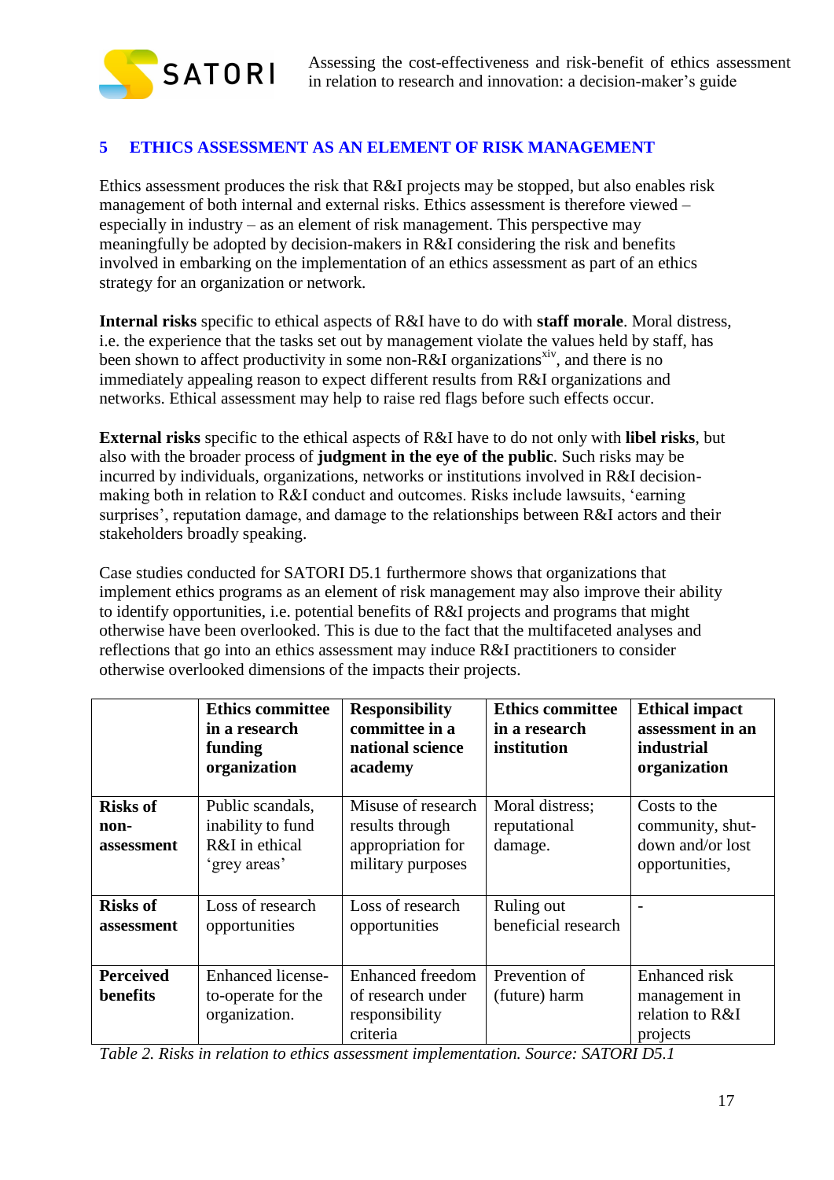## 5 ETHICS ASSESSMENT AS AN ELEMENT OF RISK MANAGEMENT

Ethics assessment produces the risk that R&I projects may be stopped, but also enables risk management of both internal and external risks. Ethics assessment is therefore viewed – especially in industry – as an element of risk management. This perspective may meaningfully be adopted by decision-makers in R&I considering the risk and benefits involved in embarking on the implementation of an ethics assessment as part of an ethics strategy for an organization or network.

**Internal risks** specific to ethical aspects of R&I have to do with **staff morale**. Moral distress, i.e. the experience that the tasks set out by management violate the values held by staff, has been shown to affect productivity in some non-R&I organizations[xiv], and there is no immediately appealing reason to expect different results from R&I organizations and networks. Ethical assessment may help to raise red flags before such effects occur.

**External risks** specific to the ethical aspects of R&I have to do not only with **libel risks**, but also with the broader process of **judgment in the eye of the public**. Such risks may be incurred by individuals, organizations, networks or institutions involved in R&I decision-making both in relation to R&I conduct and outcomes. Risks include lawsuits, 'earning surprises', reputation damage, and damage to the relationships between R&I actors and their stakeholders broadly speaking.

Case studies conducted for SATORI D5.1 furthermore shows that organizations that implement ethics programs as an element of risk management may also improve their ability to identify opportunities, i.e. potential benefits of R&I projects and programs that might otherwise have been overlooked. This is due to the fact that the multifaceted analyses and reflections that go into an ethics assessment may induce R&I practitioners to consider otherwise overlooked dimensions of the impacts their projects.

| | **Ethics committee in a research funding organization** | **Responsibility committee in a national science academy** | **Ethics committee in a research institution** | **Ethical impact assessment in an industrial organization** |
|---|---|---|---|---|
| **Risks of non-assessment** | Public scandals, inability to fund R&I in ethical 'grey areas' | Misuse of research results through appropriation for military purposes | Moral distress; reputational damage. | Costs to the community, shut-down and/or lost opportunities, |
| **Risks of assessment** | Loss of research opportunities | Loss of research opportunities | Ruling out beneficial research | - |
| **Perceived benefits** | Enhanced license-to-operate for the organization. | Enhanced freedom of research under responsibility criteria | Prevention of (future) harm | Enhanced risk management in relation to R&I projects |

*Table 2. Risks in relation to ethics assessment implementation. Source: SATORI D5.1*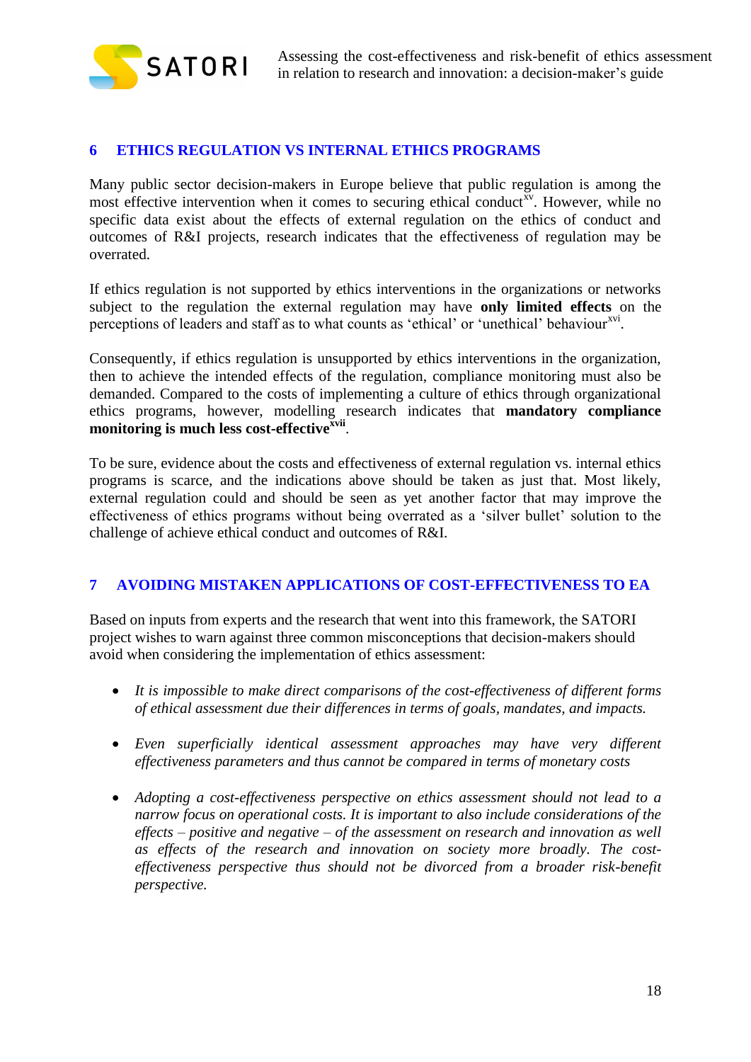## 6 ETHICS REGULATION VS INTERNAL ETHICS PROGRAMS

Many public sector decision-makers in Europe believe that public regulation is among the most effective intervention when it comes to securing ethical conduct[xv]. However, while no specific data exist about the effects of external regulation on the ethics of conduct and outcomes of R&I projects, research indicates that the effectiveness of regulation may be overrated.

If ethics regulation is not supported by ethics interventions in the organizations or networks subject to the regulation the external regulation may have **only limited effects** on the perceptions of leaders and staff as to what counts as 'ethical' or 'unethical' behaviour[xvi].

Consequently, if ethics regulation is unsupported by ethics interventions in the organization, then to achieve the intended effects of the regulation, compliance monitoring must also be demanded. Compared to the costs of implementing a culture of ethics through organizational ethics programs, however, modelling research indicates that **mandatory compliance monitoring is much less cost-effective**[xvii].

To be sure, evidence about the costs and effectiveness of external regulation vs. internal ethics programs is scarce, and the indications above should be taken as just that. Most likely, external regulation could and should be seen as yet another factor that may improve the effectiveness of ethics programs without being overrated as a 'silver bullet' solution to the challenge of achieve ethical conduct and outcomes of R&I.

## 7 AVOIDING MISTAKEN APPLICATIONS OF COST-EFFECTIVENESS TO EA

Based on inputs from experts and the research that went into this framework, the SATORI project wishes to warn against three common misconceptions that decision-makers should avoid when considering the implementation of ethics assessment:

- *It is impossible to make direct comparisons of the cost-effectiveness of different forms of ethical assessment due their differences in terms of goals, mandates, and impacts.*
- *Even superficially identical assessment approaches may have very different effectiveness parameters and thus cannot be compared in terms of monetary costs*
- *Adopting a cost-effectiveness perspective on ethics assessment should not lead to a narrow focus on operational costs. It is important to also include considerations of the effects – positive and negative – of the assessment on research and innovation as well as effects of the research and innovation on society more broadly. The cost-effectiveness perspective thus should not be divorced from a broader risk-benefit perspective.*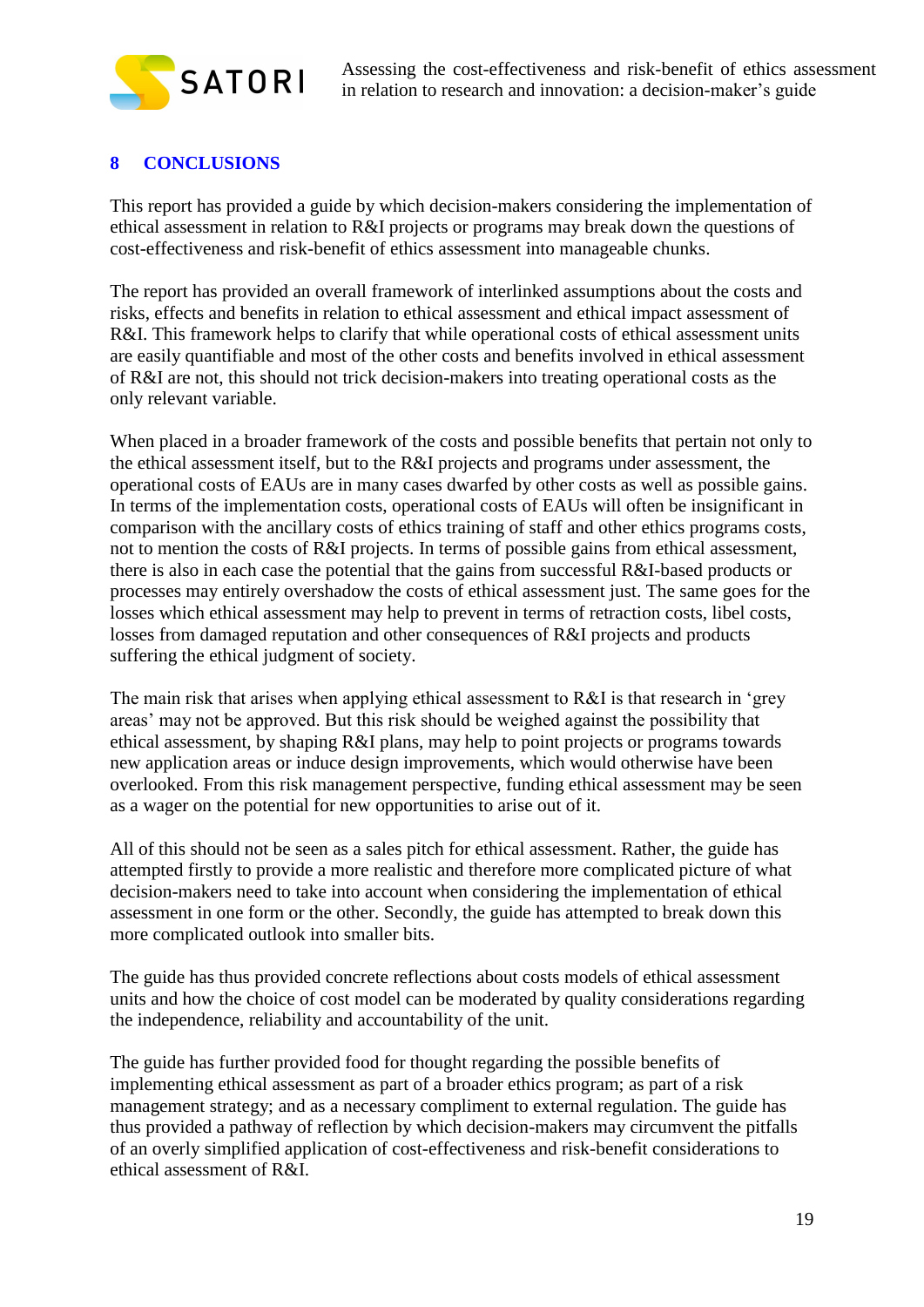## 8 CONCLUSIONS

This report has provided a guide by which decision-makers considering the implementation of ethical assessment in relation to R&I projects or programs may break down the questions of cost-effectiveness and risk-benefit of ethics assessment into manageable chunks.

The report has provided an overall framework of interlinked assumptions about the costs and risks, effects and benefits in relation to ethical assessment and ethical impact assessment of R&I. This framework helps to clarify that while operational costs of ethical assessment units are easily quantifiable and most of the other costs and benefits involved in ethical assessment of R&I are not, this should not trick decision-makers into treating operational costs as the only relevant variable.

When placed in a broader framework of the costs and possible benefits that pertain not only to the ethical assessment itself, but to the R&I projects and programs under assessment, the operational costs of EAUs are in many cases dwarfed by other costs as well as possible gains. In terms of the implementation costs, operational costs of EAUs will often be insignificant in comparison with the ancillary costs of ethics training of staff and other ethics programs costs, not to mention the costs of R&I projects. In terms of possible gains from ethical assessment, there is also in each case the potential that the gains from successful R&I-based products or processes may entirely overshadow the costs of ethical assessment just. The same goes for the losses which ethical assessment may help to prevent in terms of retraction costs, libel costs, losses from damaged reputation and other consequences of R&I projects and products suffering the ethical judgment of society.

The main risk that arises when applying ethical assessment to R&I is that research in 'grey areas' may not be approved. But this risk should be weighed against the possibility that ethical assessment, by shaping R&I plans, may help to point projects or programs towards new application areas or induce design improvements, which would otherwise have been overlooked. From this risk management perspective, funding ethical assessment may be seen as a wager on the potential for new opportunities to arise out of it.

All of this should not be seen as a sales pitch for ethical assessment. Rather, the guide has attempted firstly to provide a more realistic and therefore more complicated picture of what decision-makers need to take into account when considering the implementation of ethical assessment in one form or the other. Secondly, the guide has attempted to break down this more complicated outlook into smaller bits.

The guide has thus provided concrete reflections about costs models of ethical assessment units and how the choice of cost model can be moderated by quality considerations regarding the independence, reliability and accountability of the unit.

The guide has further provided food for thought regarding the possible benefits of implementing ethical assessment as part of a broader ethics program; as part of a risk management strategy; and as a necessary compliment to external regulation. The guide has thus provided a pathway of reflection by which decision-makers may circumvent the pitfalls of an overly simplified application of cost-effectiveness and risk-benefit considerations to ethical assessment of R&I.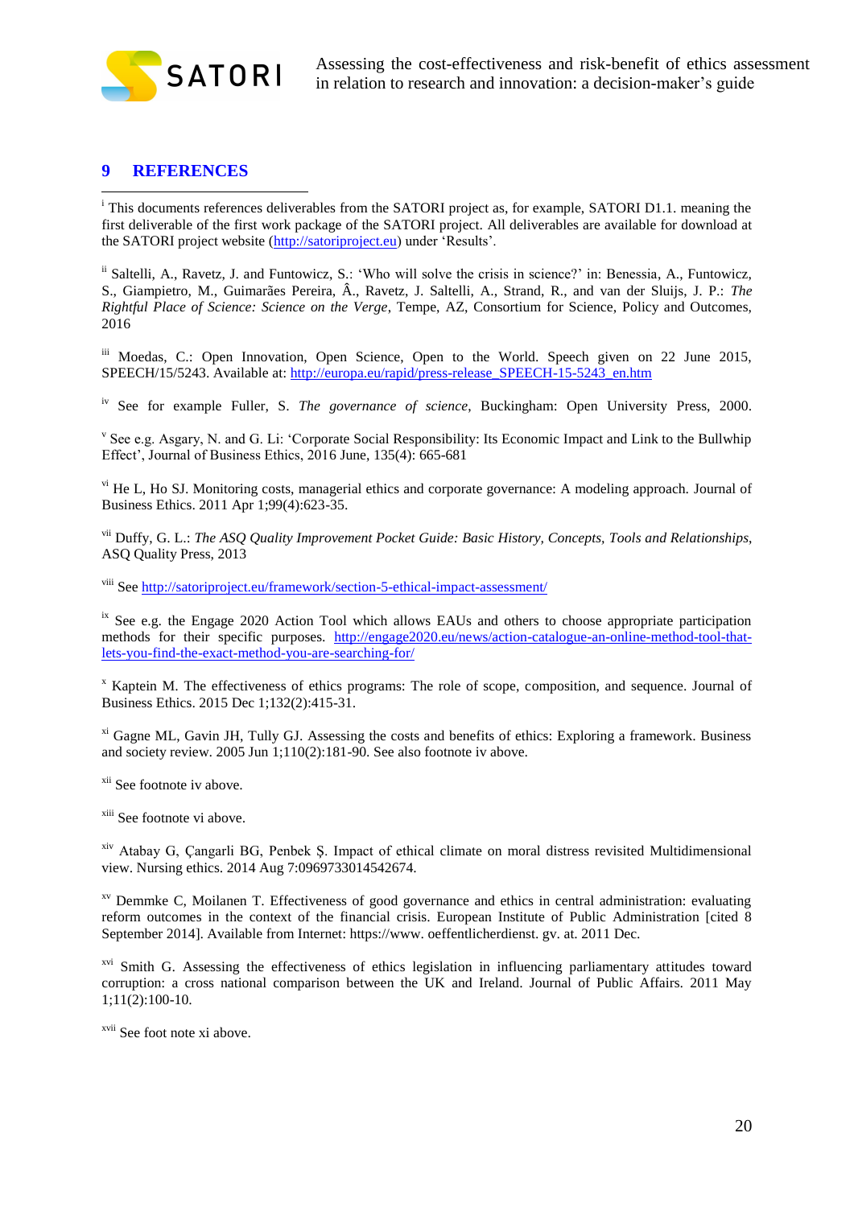## 9 REFERENCES

[i] This documents references deliverables from the SATORI project as, for example, SATORI D1.1. meaning the first deliverable of the first work package of the SATORI project. All deliverables are available for download at the SATORI project website (http://satoriproject.eu) under 'Results'.

[ii] Saltelli, A., Ravetz, J. and Funtowicz, S.: 'Who will solve the crisis in science?' in: Benessia, A., Funtowicz, S., Giampietro, M., Guimarães Pereira, Â., Ravetz, J. Saltelli, A., Strand, R., and van der Sluijs, J. P.: *The Rightful Place of Science: Science on the Verge*, Tempe, AZ, Consortium for Science, Policy and Outcomes, 2016

[iii] Moedas, C.: Open Innovation, Open Science, Open to the World. Speech given on 22 June 2015, SPEECH/15/5243. Available at: http://europa.eu/rapid/press-release_SPEECH-15-5243_en.htm

[iv] See for example Fuller, S. *The governance of science*, Buckingham: Open University Press, 2000.

[v] See e.g. Asgary, N. and G. Li: 'Corporate Social Responsibility: Its Economic Impact and Link to the Bullwhip Effect', Journal of Business Ethics, 2016 June, 135(4): 665-681

[vi] He L, Ho SJ. Monitoring costs, managerial ethics and corporate governance: A modeling approach. Journal of Business Ethics. 2011 Apr 1;99(4):623-35.

[vii] Duffy, G. L.: *The ASQ Quality Improvement Pocket Guide: Basic History, Concepts, Tools and Relationships*, ASQ Quality Press, 2013

[viii] See http://satoriproject.eu/framework/section-5-ethical-impact-assessment/

[ix] See e.g. the Engage 2020 Action Tool which allows EAUs and others to choose appropriate participation methods for their specific purposes. http://engage2020.eu/news/action-catalogue-an-online-method-tool-that-lets-you-find-the-exact-method-you-are-searching-for/

[x] Kaptein M. The effectiveness of ethics programs: The role of scope, composition, and sequence. Journal of Business Ethics. 2015 Dec 1;132(2):415-31.

[xi] Gagne ML, Gavin JH, Tully GJ. Assessing the costs and benefits of ethics: Exploring a framework. Business and society review. 2005 Jun 1;110(2):181-90. See also footnote iv above.

[xii] See footnote iv above.

[xiii] See footnote vi above.

[xiv] Atabay G, Çangarli BG, Penbek Ş. Impact of ethical climate on moral distress revisited Multidimensional view. Nursing ethics. 2014 Aug 7:0969733014542674.

[xv] Demmke C, Moilanen T. Effectiveness of good governance and ethics in central administration: evaluating reform outcomes in the context of the financial crisis. European Institute of Public Administration [cited 8 September 2014]. Available from Internet: https://www. oeffentlicherdienst. gv. at. 2011 Dec.

[xvi] Smith G. Assessing the effectiveness of ethics legislation in influencing parliamentary attitudes toward corruption: a cross national comparison between the UK and Ireland. Journal of Public Affairs. 2011 May 1;11(2):100-10.

[xvii] See foot note xi above.